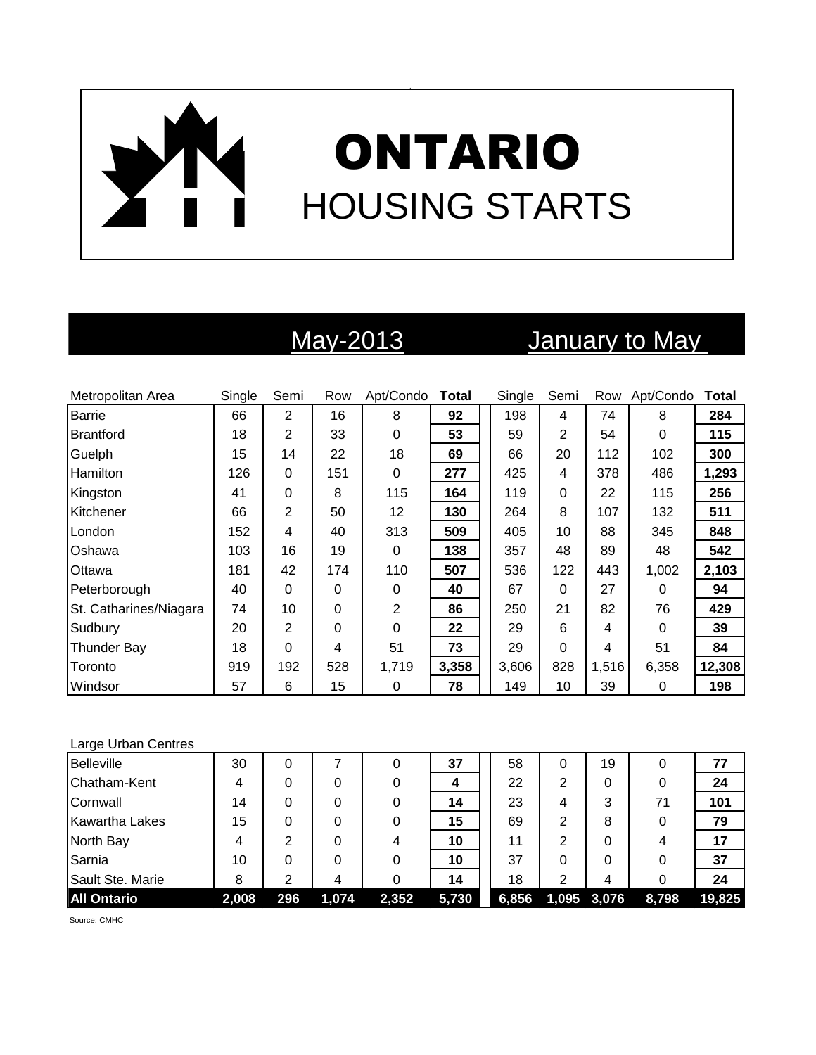# ONTARIO

## HOUSING STARTS

| | May-2013 | | | | | January to May | | | | |
|---|---|---|---|---|---|---|---|---|---|---|
| Metropolitan Area | Single | Semi | Row | Apt/Condo | **Total** | Single | Semi | Row | Apt/Condo | **Total** |
| Barrie | 66 | 2 | 16 | 8 | **92** | 198 | 4 | 74 | 8 | **284** |
| Brantford | 18 | 2 | 33 | 0 | **53** | 59 | 2 | 54 | 0 | **115** |
| Guelph | 15 | 14 | 22 | 18 | **69** | 66 | 20 | 112 | 102 | **300** |
| Hamilton | 126 | 0 | 151 | 0 | **277** | 425 | 4 | 378 | 486 | **1,293** |
| Kingston | 41 | 0 | 8 | 115 | **164** | 119 | 0 | 22 | 115 | **256** |
| Kitchener | 66 | 2 | 50 | 12 | **130** | 264 | 8 | 107 | 132 | **511** |
| London | 152 | 4 | 40 | 313 | **509** | 405 | 10 | 88 | 345 | **848** |
| Oshawa | 103 | 16 | 19 | 0 | **138** | 357 | 48 | 89 | 48 | **542** |
| Ottawa | 181 | 42 | 174 | 110 | **507** | 536 | 122 | 443 | 1,002 | **2,103** |
| Peterborough | 40 | 0 | 0 | 0 | **40** | 67 | 0 | 27 | 0 | **94** |
| St. Catharines/Niagara | 74 | 10 | 0 | 2 | **86** | 250 | 21 | 82 | 76 | **429** |
| Sudbury | 20 | 2 | 0 | 0 | **22** | 29 | 6 | 4 | 0 | **39** |
| Thunder Bay | 18 | 0 | 4 | 51 | **73** | 29 | 0 | 4 | 51 | **84** |
| Toronto | 919 | 192 | 528 | 1,719 | **3,358** | 3,606 | 828 | 1,516 | 6,358 | **12,308** |
| Windsor | 57 | 6 | 15 | 0 | **78** | 149 | 10 | 39 | 0 | **198** |
| Large Urban Centres | | | | | | | | | | |
| Belleville | 30 | 0 | 7 | 0 | **37** | 58 | 0 | 19 | 0 | **77** |
| Chatham-Kent | 4 | 0 | 0 | 0 | **4** | 22 | 2 | 0 | 0 | **24** |
| Cornwall | 14 | 0 | 0 | 0 | **14** | 23 | 4 | 3 | 71 | **101** |
| Kawartha Lakes | 15 | 0 | 0 | 0 | **15** | 69 | 2 | 8 | 0 | **79** |
| North Bay | 4 | 2 | 0 | 4 | **10** | 11 | 2 | 0 | 4 | **17** |
| Sarnia | 10 | 0 | 0 | 0 | **10** | 37 | 0 | 0 | 0 | **37** |
| Sault Ste. Marie | 8 | 2 | 4 | 0 | **14** | 18 | 2 | 4 | 0 | **24** |
| **All Ontario** | **2,008** | **296** | **1,074** | **2,352** | **5,730** | **6,856** | **1,095** | **3,076** | **8,798** | **19,825** |

Source: CMHC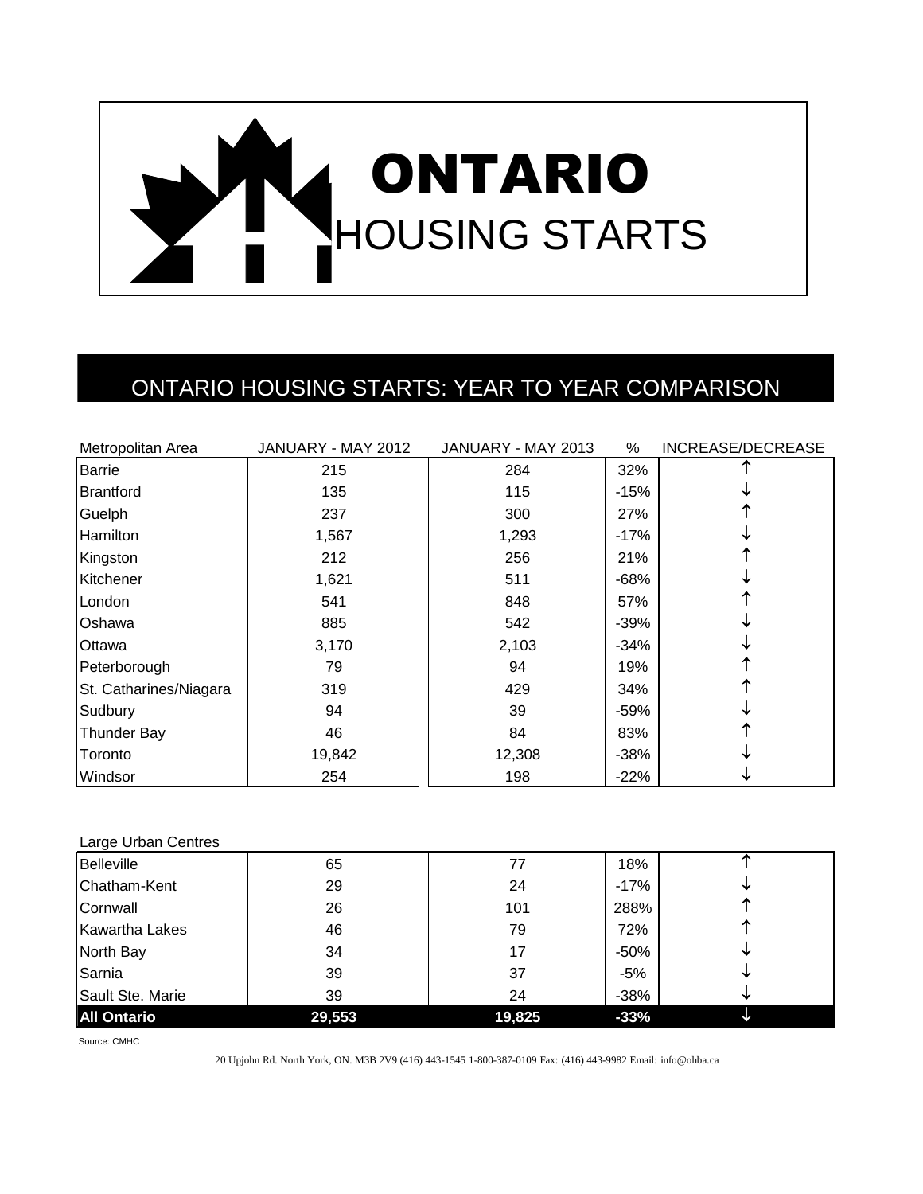# ONTARIO HOUSING STARTS

## ONTARIO HOUSING STARTS: YEAR TO YEAR COMPARISON

| Metropolitan Area | JANUARY - MAY 2012 | JANUARY - MAY 2013 | % | INCREASE/DECREASE |
|---|---|---|---|---|
| Barrie | 215 | 284 | 32% | ↑ |
| Brantford | 135 | 115 | -15% | ↓ |
| Guelph | 237 | 300 | 27% | ↑ |
| Hamilton | 1,567 | 1,293 | -17% | ↓ |
| Kingston | 212 | 256 | 21% | ↑ |
| Kitchener | 1,621 | 511 | -68% | ↓ |
| London | 541 | 848 | 57% | ↑ |
| Oshawa | 885 | 542 | -39% | ↓ |
| Ottawa | 3,170 | 2,103 | -34% | ↓ |
| Peterborough | 79 | 94 | 19% | ↑ |
| St. Catharines/Niagara | 319 | 429 | 34% | ↑ |
| Sudbury | 94 | 39 | -59% | ↓ |
| Thunder Bay | 46 | 84 | 83% | ↑ |
| Toronto | 19,842 | 12,308 | -38% | ↓ |
| Windsor | 254 | 198 | -22% | ↓ |

| Large Urban Centres | | | | |
|---|---|---|---|---|
| Belleville | 65 | 77 | 18% | ↑ |
| Chatham-Kent | 29 | 24 | -17% | ↓ |
| Cornwall | 26 | 101 | 288% | ↑ |
| Kawartha Lakes | 46 | 79 | 72% | ↑ |
| North Bay | 34 | 17 | -50% | ↓ |
| Sarnia | 39 | 37 | -5% | ↓ |
| Sault Ste. Marie | 39 | 24 | -38% | ↓ |
| **All Ontario** | **29,553** | **19,825** | **-33%** | **↓** |

Source: CMHC

20 Upjohn Rd. North York, ON. M3B 2V9 (416) 443-1545 1-800-387-0109 Fax: (416) 443-9982 Email: info@ohba.ca